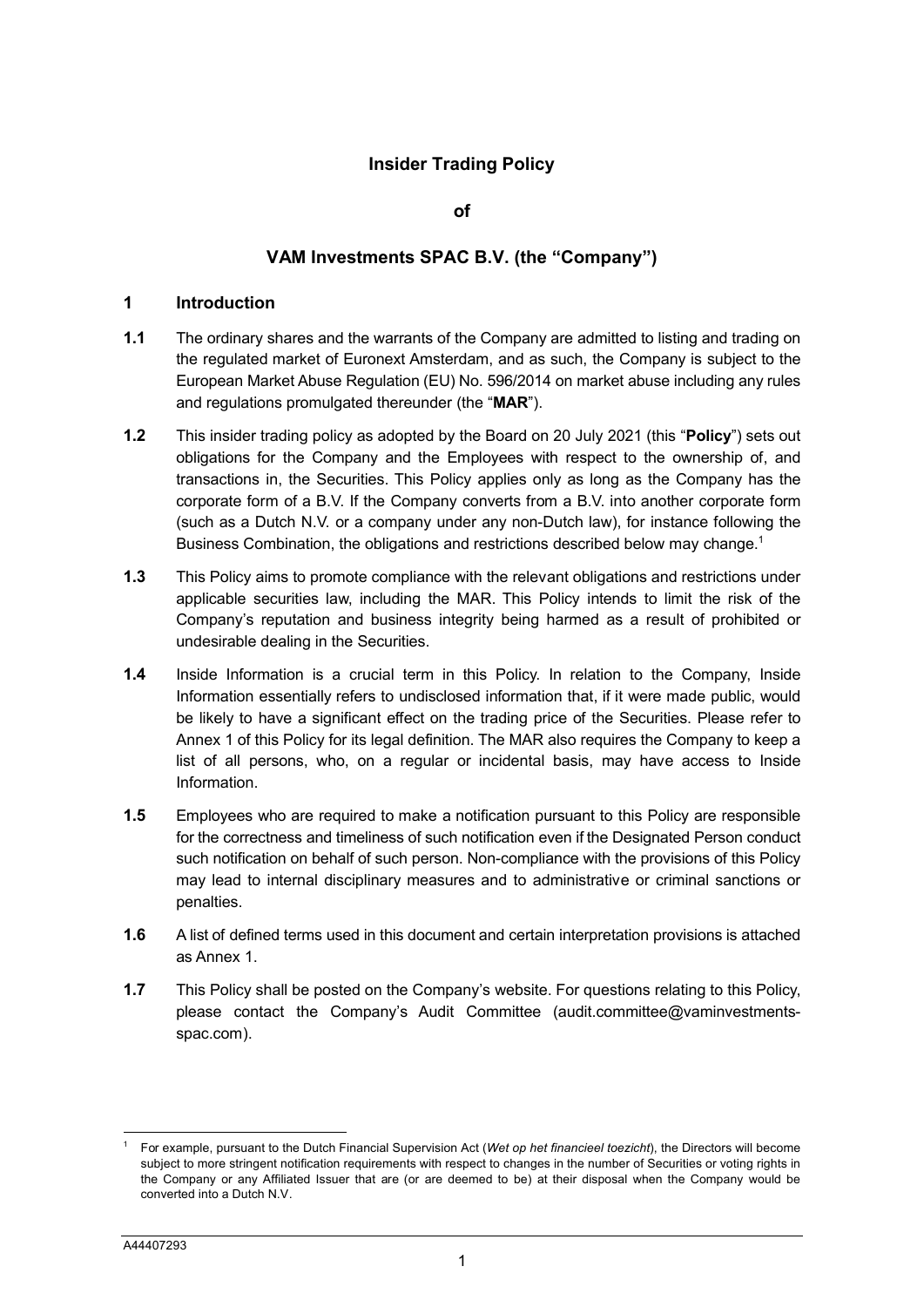# Insider Trading Policy

**of**

## VAM Investments SPAC B.V. (the "Company")

### 1 Introduction

**1.1** The ordinary shares and the warrants of the Company are admitted to listing and trading on the regulated market of Euronext Amsterdam, and as such, the Company is subject to the European Market Abuse Regulation (EU) No. 596/2014 on market abuse including any rules and regulations promulgated thereunder (the "**MAR**").

**1.2** This insider trading policy as adopted by the Board on 20 July 2021 (this "**Policy**") sets out obligations for the Company and the Employees with respect to the ownership of, and transactions in, the Securities. This Policy applies only as long as the Company has the corporate form of a B.V. If the Company converts from a B.V. into another corporate form (such as a Dutch N.V. or a company under any non-Dutch law), for instance following the Business Combination, the obligations and restrictions described below may change.[1]

**1.3** This Policy aims to promote compliance with the relevant obligations and restrictions under applicable securities law, including the MAR. This Policy intends to limit the risk of the Company's reputation and business integrity being harmed as a result of prohibited or undesirable dealing in the Securities.

**1.4** Inside Information is a crucial term in this Policy. In relation to the Company, Inside Information essentially refers to undisclosed information that, if it were made public, would be likely to have a significant effect on the trading price of the Securities. Please refer to Annex 1 of this Policy for its legal definition. The MAR also requires the Company to keep a list of all persons, who, on a regular or incidental basis, may have access to Inside Information.

**1.5** Employees who are required to make a notification pursuant to this Policy are responsible for the correctness and timeliness of such notification even if the Designated Person conduct such notification on behalf of such person. Non-compliance with the provisions of this Policy may lead to internal disciplinary measures and to administrative or criminal sanctions or penalties.

**1.6** A list of defined terms used in this document and certain interpretation provisions is attached as Annex 1.

**1.7** This Policy shall be posted on the Company's website. For questions relating to this Policy, please contact the Company's Audit Committee (audit.committee@vaminvestments-spac.com).

---

[1] For example, pursuant to the Dutch Financial Supervision Act (*Wet op het financieel toezicht*), the Directors will become subject to more stringent notification requirements with respect to changes in the number of Securities or voting rights in the Company or any Affiliated Issuer that are (or are deemed to be) at their disposal when the Company would be converted into a Dutch N.V.

A44407293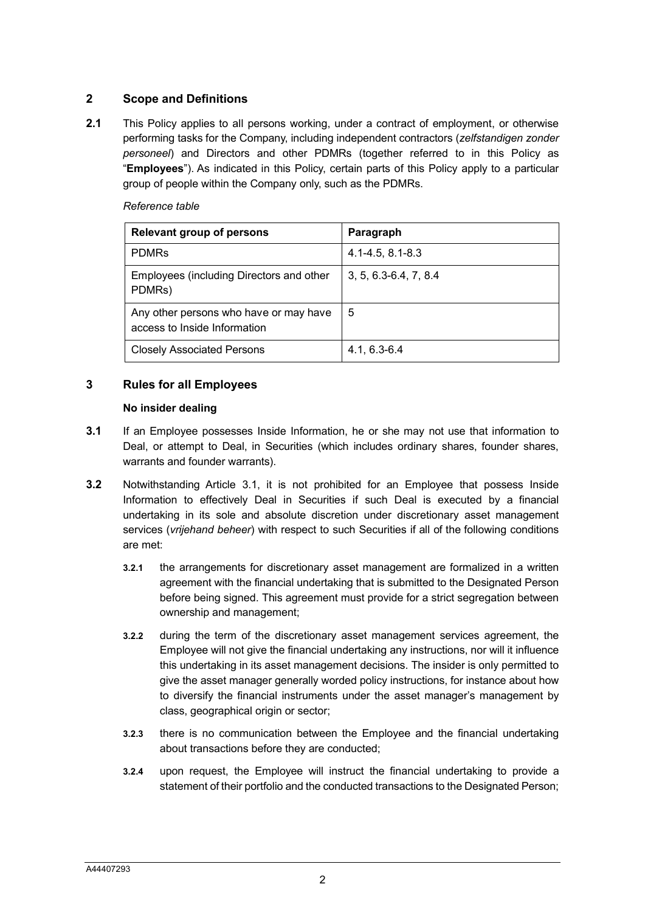## 2 Scope and Definitions

**2.1** This Policy applies to all persons working, under a contract of employment, or otherwise performing tasks for the Company, including independent contractors (*zelfstandigen zonder personeel*) and Directors and other PDMRs (together referred to in this Policy as "**Employees**"). As indicated in this Policy, certain parts of this Policy apply to a particular group of people within the Company only, such as the PDMRs.

*Reference table*

| Relevant group of persons | Paragraph |
| --- | --- |
| PDMRs | 4.1-4.5, 8.1-8.3 |
| Employees (including Directors and other PDMRs) | 3, 5, 6.3-6.4, 7, 8.4 |
| Any other persons who have or may have access to Inside Information | 5 |
| Closely Associated Persons | 4.1, 6.3-6.4 |

## 3 Rules for all Employees

**No insider dealing**

**3.1** If an Employee possesses Inside Information, he or she may not use that information to Deal, or attempt to Deal, in Securities (which includes ordinary shares, founder shares, warrants and founder warrants).

**3.2** Notwithstanding Article 3.1, it is not prohibited for an Employee that possess Inside Information to effectively Deal in Securities if such Deal is executed by a financial undertaking in its sole and absolute discretion under discretionary asset management services (*vrijehand beheer*) with respect to such Securities if all of the following conditions are met:

- **3.2.1** the arrangements for discretionary asset management are formalized in a written agreement with the financial undertaking that is submitted to the Designated Person before being signed. This agreement must provide for a strict segregation between ownership and management;
- **3.2.2** during the term of the discretionary asset management services agreement, the Employee will not give the financial undertaking any instructions, nor will it influence this undertaking in its asset management decisions. The insider is only permitted to give the asset manager generally worded policy instructions, for instance about how to diversify the financial instruments under the asset manager's management by class, geographical origin or sector;
- **3.2.3** there is no communication between the Employee and the financial undertaking about transactions before they are conducted;
- **3.2.4** upon request, the Employee will instruct the financial undertaking to provide a statement of their portfolio and the conducted transactions to the Designated Person;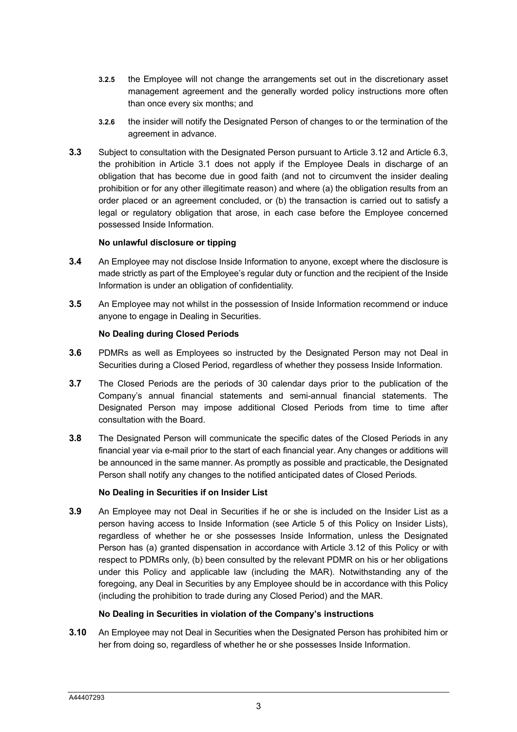**3.2.5** the Employee will not change the arrangements set out in the discretionary asset management agreement and the generally worded policy instructions more often than once every six months; and

**3.2.6** the insider will notify the Designated Person of changes to or the termination of the agreement in advance.

**3.3** Subject to consultation with the Designated Person pursuant to Article 3.12 and Article 6.3, the prohibition in Article 3.1 does not apply if the Employee Deals in discharge of an obligation that has become due in good faith (and not to circumvent the insider dealing prohibition or for any other illegitimate reason) and where (a) the obligation results from an order placed or an agreement concluded, or (b) the transaction is carried out to satisfy a legal or regulatory obligation that arose, in each case before the Employee concerned possessed Inside Information.

**No unlawful disclosure or tipping**

**3.4** An Employee may not disclose Inside Information to anyone, except where the disclosure is made strictly as part of the Employee's regular duty or function and the recipient of the Inside Information is under an obligation of confidentiality.

**3.5** An Employee may not whilst in the possession of Inside Information recommend or induce anyone to engage in Dealing in Securities.

**No Dealing during Closed Periods**

**3.6** PDMRs as well as Employees so instructed by the Designated Person may not Deal in Securities during a Closed Period, regardless of whether they possess Inside Information.

**3.7** The Closed Periods are the periods of 30 calendar days prior to the publication of the Company's annual financial statements and semi-annual financial statements. The Designated Person may impose additional Closed Periods from time to time after consultation with the Board.

**3.8** The Designated Person will communicate the specific dates of the Closed Periods in any financial year via e-mail prior to the start of each financial year. Any changes or additions will be announced in the same manner. As promptly as possible and practicable, the Designated Person shall notify any changes to the notified anticipated dates of Closed Periods.

**No Dealing in Securities if on Insider List**

**3.9** An Employee may not Deal in Securities if he or she is included on the Insider List as a person having access to Inside Information (see Article 5 of this Policy on Insider Lists), regardless of whether he or she possesses Inside Information, unless the Designated Person has (a) granted dispensation in accordance with Article 3.12 of this Policy or with respect to PDMRs only, (b) been consulted by the relevant PDMR on his or her obligations under this Policy and applicable law (including the MAR). Notwithstanding any of the foregoing, any Deal in Securities by any Employee should be in accordance with this Policy (including the prohibition to trade during any Closed Period) and the MAR.

**No Dealing in Securities in violation of the Company's instructions**

**3.10** An Employee may not Deal in Securities when the Designated Person has prohibited him or her from doing so, regardless of whether he or she possesses Inside Information.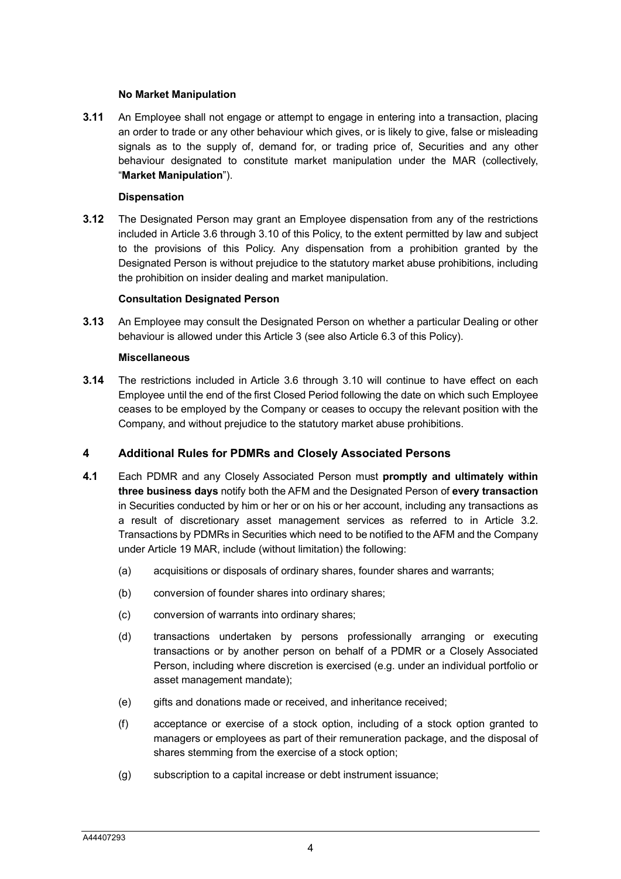**No Market Manipulation**

**3.11** An Employee shall not engage or attempt to engage in entering into a transaction, placing an order to trade or any other behaviour which gives, or is likely to give, false or misleading signals as to the supply of, demand for, or trading price of, Securities and any other behaviour designated to constitute market manipulation under the MAR (collectively, "**Market Manipulation**").

**Dispensation**

**3.12** The Designated Person may grant an Employee dispensation from any of the restrictions included in Article 3.6 through 3.10 of this Policy, to the extent permitted by law and subject to the provisions of this Policy. Any dispensation from a prohibition granted by the Designated Person is without prejudice to the statutory market abuse prohibitions, including the prohibition on insider dealing and market manipulation.

**Consultation Designated Person**

**3.13** An Employee may consult the Designated Person on whether a particular Dealing or other behaviour is allowed under this Article 3 (see also Article 6.3 of this Policy).

**Miscellaneous**

**3.14** The restrictions included in Article 3.6 through 3.10 will continue to have effect on each Employee until the end of the first Closed Period following the date on which such Employee ceases to be employed by the Company or ceases to occupy the relevant position with the Company, and without prejudice to the statutory market abuse prohibitions.

## 4 Additional Rules for PDMRs and Closely Associated Persons

**4.1** Each PDMR and any Closely Associated Person must **promptly and ultimately within three business days** notify both the AFM and the Designated Person of **every transaction** in Securities conducted by him or her or on his or her account, including any transactions as a result of discretionary asset management services as referred to in Article 3.2. Transactions by PDMRs in Securities which need to be notified to the AFM and the Company under Article 19 MAR, include (without limitation) the following:

(a) acquisitions or disposals of ordinary shares, founder shares and warrants;

(b) conversion of founder shares into ordinary shares;

(c) conversion of warrants into ordinary shares;

(d) transactions undertaken by persons professionally arranging or executing transactions or by another person on behalf of a PDMR or a Closely Associated Person, including where discretion is exercised (e.g. under an individual portfolio or asset management mandate);

(e) gifts and donations made or received, and inheritance received;

(f) acceptance or exercise of a stock option, including of a stock option granted to managers or employees as part of their remuneration package, and the disposal of shares stemming from the exercise of a stock option;

(g) subscription to a capital increase or debt instrument issuance;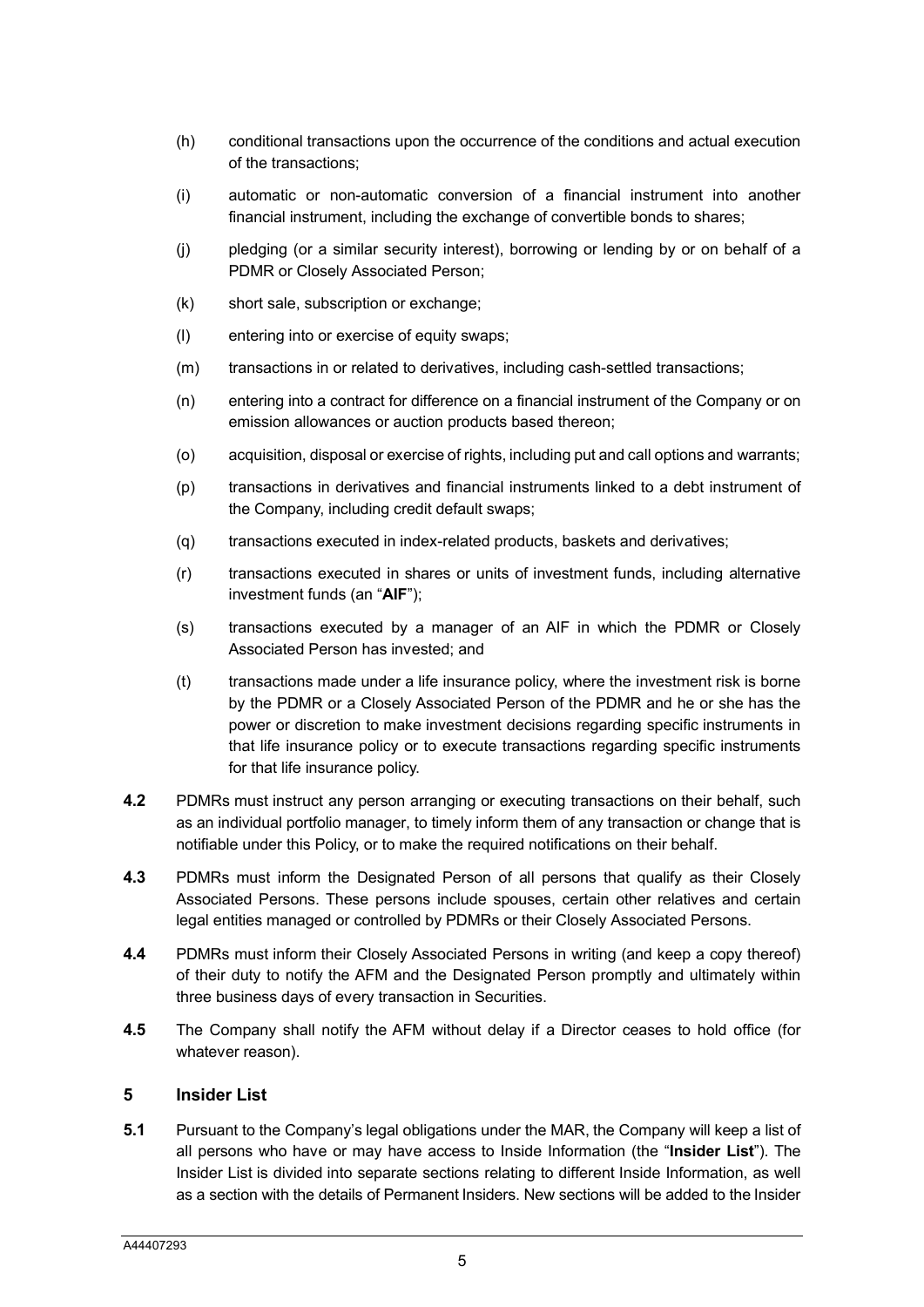(h) conditional transactions upon the occurrence of the conditions and actual execution of the transactions;

(i) automatic or non-automatic conversion of a financial instrument into another financial instrument, including the exchange of convertible bonds to shares;

(j) pledging (or a similar security interest), borrowing or lending by or on behalf of a PDMR or Closely Associated Person;

(k) short sale, subscription or exchange;

(l) entering into or exercise of equity swaps;

(m) transactions in or related to derivatives, including cash-settled transactions;

(n) entering into a contract for difference on a financial instrument of the Company or on emission allowances or auction products based thereon;

(o) acquisition, disposal or exercise of rights, including put and call options and warrants;

(p) transactions in derivatives and financial instruments linked to a debt instrument of the Company, including credit default swaps;

(q) transactions executed in index-related products, baskets and derivatives;

(r) transactions executed in shares or units of investment funds, including alternative investment funds (an "**AIF**");

(s) transactions executed by a manager of an AIF in which the PDMR or Closely Associated Person has invested; and

(t) transactions made under a life insurance policy, where the investment risk is borne by the PDMR or a Closely Associated Person of the PDMR and he or she has the power or discretion to make investment decisions regarding specific instruments in that life insurance policy or to execute transactions regarding specific instruments for that life insurance policy.

**4.2** PDMRs must instruct any person arranging or executing transactions on their behalf, such as an individual portfolio manager, to timely inform them of any transaction or change that is notifiable under this Policy, or to make the required notifications on their behalf.

**4.3** PDMRs must inform the Designated Person of all persons that qualify as their Closely Associated Persons. These persons include spouses, certain other relatives and certain legal entities managed or controlled by PDMRs or their Closely Associated Persons.

**4.4** PDMRs must inform their Closely Associated Persons in writing (and keep a copy thereof) of their duty to notify the AFM and the Designated Person promptly and ultimately within three business days of every transaction in Securities.

**4.5** The Company shall notify the AFM without delay if a Director ceases to hold office (for whatever reason).

## 5 Insider List

**5.1** Pursuant to the Company's legal obligations under the MAR, the Company will keep a list of all persons who have or may have access to Inside Information (the "**Insider List**"). The Insider List is divided into separate sections relating to different Inside Information, as well as a section with the details of Permanent Insiders. New sections will be added to the Insider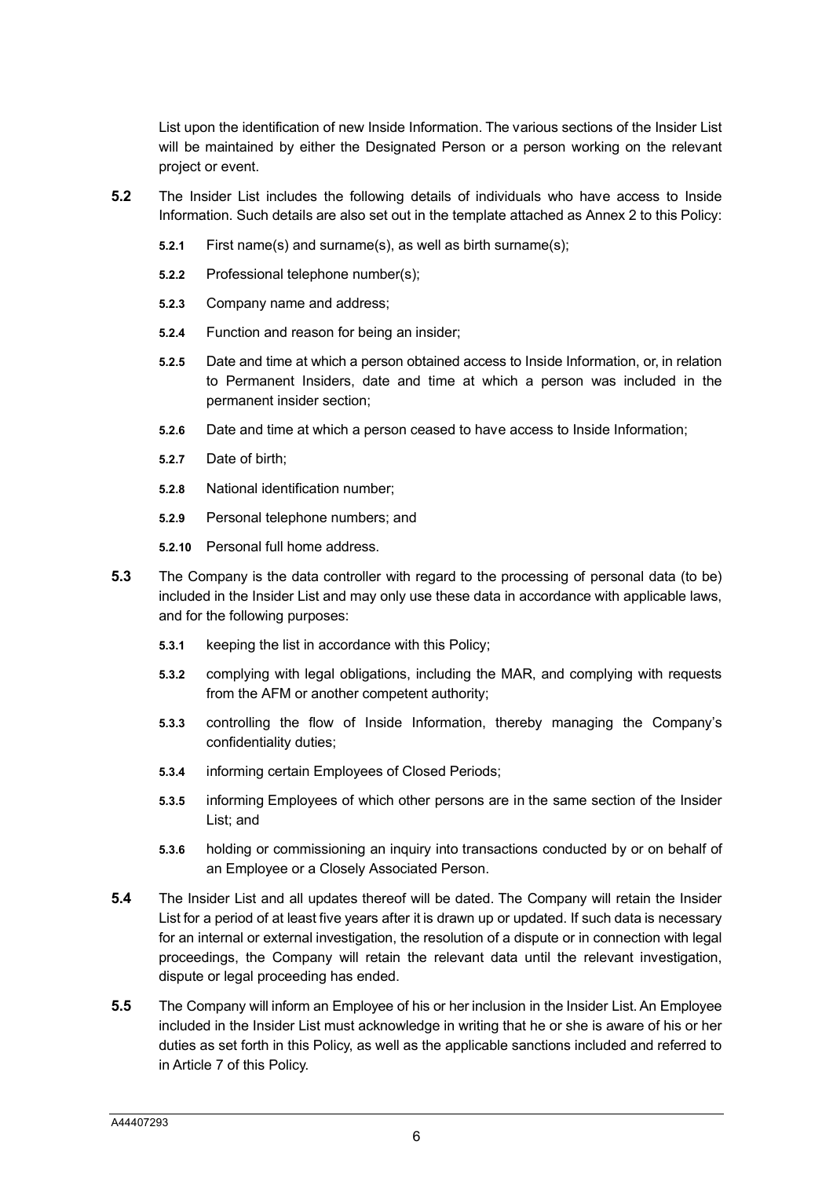List upon the identification of new Inside Information. The various sections of the Insider List will be maintained by either the Designated Person or a person working on the relevant project or event.

**5.2** The Insider List includes the following details of individuals who have access to Inside Information. Such details are also set out in the template attached as Annex 2 to this Policy:

**5.2.1** First name(s) and surname(s), as well as birth surname(s);

**5.2.2** Professional telephone number(s);

**5.2.3** Company name and address;

**5.2.4** Function and reason for being an insider;

**5.2.5** Date and time at which a person obtained access to Inside Information, or, in relation to Permanent Insiders, date and time at which a person was included in the permanent insider section;

**5.2.6** Date and time at which a person ceased to have access to Inside Information;

**5.2.7** Date of birth;

**5.2.8** National identification number;

**5.2.9** Personal telephone numbers; and

**5.2.10** Personal full home address.

**5.3** The Company is the data controller with regard to the processing of personal data (to be) included in the Insider List and may only use these data in accordance with applicable laws, and for the following purposes:

**5.3.1** keeping the list in accordance with this Policy;

**5.3.2** complying with legal obligations, including the MAR, and complying with requests from the AFM or another competent authority;

**5.3.3** controlling the flow of Inside Information, thereby managing the Company's confidentiality duties;

**5.3.4** informing certain Employees of Closed Periods;

**5.3.5** informing Employees of which other persons are in the same section of the Insider List; and

**5.3.6** holding or commissioning an inquiry into transactions conducted by or on behalf of an Employee or a Closely Associated Person.

**5.4** The Insider List and all updates thereof will be dated. The Company will retain the Insider List for a period of at least five years after it is drawn up or updated. If such data is necessary for an internal or external investigation, the resolution of a dispute or in connection with legal proceedings, the Company will retain the relevant data until the relevant investigation, dispute or legal proceeding has ended.

**5.5** The Company will inform an Employee of his or her inclusion in the Insider List. An Employee included in the Insider List must acknowledge in writing that he or she is aware of his or her duties as set forth in this Policy, as well as the applicable sanctions included and referred to in Article 7 of this Policy.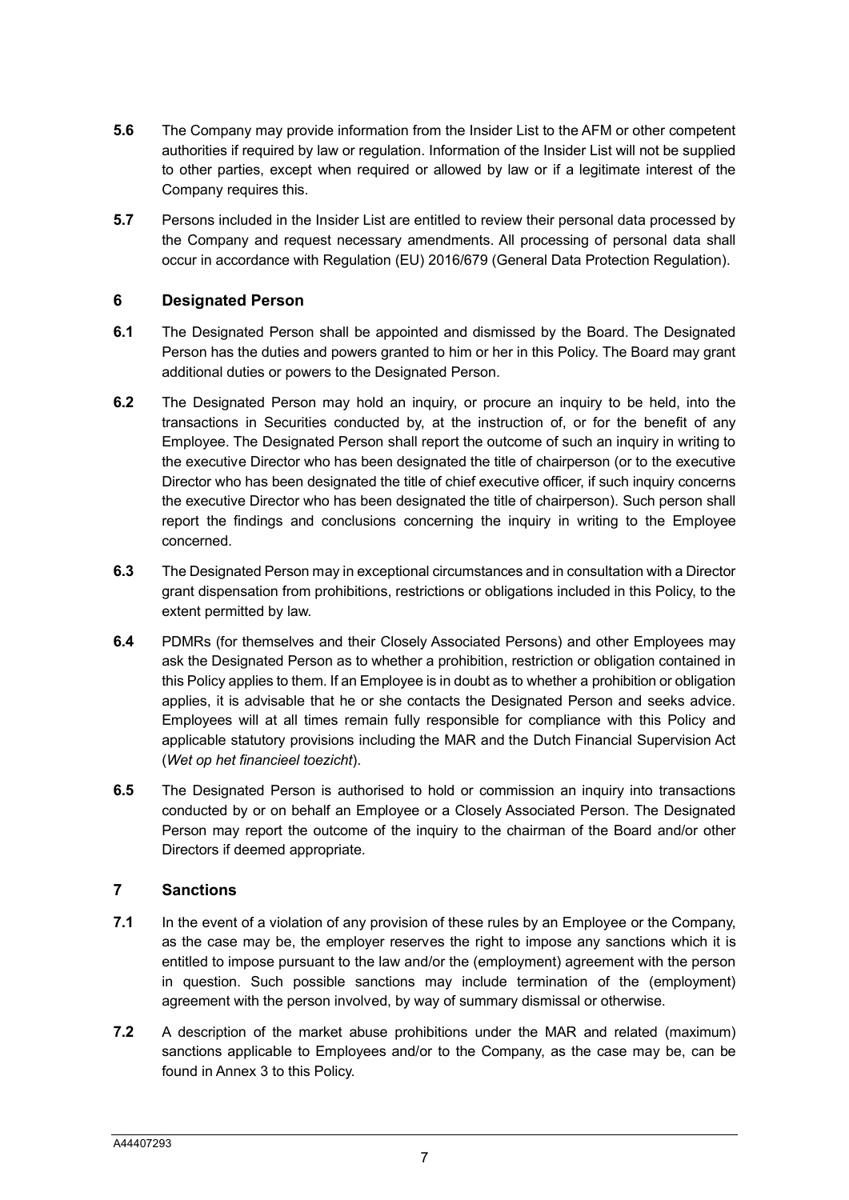**5.6** The Company may provide information from the Insider List to the AFM or other competent authorities if required by law or regulation. Information of the Insider List will not be supplied to other parties, except when required or allowed by law or if a legitimate interest of the Company requires this.

**5.7** Persons included in the Insider List are entitled to review their personal data processed by the Company and request necessary amendments. All processing of personal data shall occur in accordance with Regulation (EU) 2016/679 (General Data Protection Regulation).

## 6 Designated Person

**6.1** The Designated Person shall be appointed and dismissed by the Board. The Designated Person has the duties and powers granted to him or her in this Policy. The Board may grant additional duties or powers to the Designated Person.

**6.2** The Designated Person may hold an inquiry, or procure an inquiry to be held, into the transactions in Securities conducted by, at the instruction of, or for the benefit of any Employee. The Designated Person shall report the outcome of such an inquiry in writing to the executive Director who has been designated the title of chairperson (or to the executive Director who has been designated the title of chief executive officer, if such inquiry concerns the executive Director who has been designated the title of chairperson). Such person shall report the findings and conclusions concerning the inquiry in writing to the Employee concerned.

**6.3** The Designated Person may in exceptional circumstances and in consultation with a Director grant dispensation from prohibitions, restrictions or obligations included in this Policy, to the extent permitted by law.

**6.4** PDMRs (for themselves and their Closely Associated Persons) and other Employees may ask the Designated Person as to whether a prohibition, restriction or obligation contained in this Policy applies to them. If an Employee is in doubt as to whether a prohibition or obligation applies, it is advisable that he or she contacts the Designated Person and seeks advice. Employees will at all times remain fully responsible for compliance with this Policy and applicable statutory provisions including the MAR and the Dutch Financial Supervision Act (*Wet op het financieel toezicht*).

**6.5** The Designated Person is authorised to hold or commission an inquiry into transactions conducted by or on behalf an Employee or a Closely Associated Person. The Designated Person may report the outcome of the inquiry to the chairman of the Board and/or other Directors if deemed appropriate.

## 7 Sanctions

**7.1** In the event of a violation of any provision of these rules by an Employee or the Company, as the case may be, the employer reserves the right to impose any sanctions which it is entitled to impose pursuant to the law and/or the (employment) agreement with the person in question. Such possible sanctions may include termination of the (employment) agreement with the person involved, by way of summary dismissal or otherwise.

**7.2** A description of the market abuse prohibitions under the MAR and related (maximum) sanctions applicable to Employees and/or to the Company, as the case may be, can be found in Annex 3 to this Policy.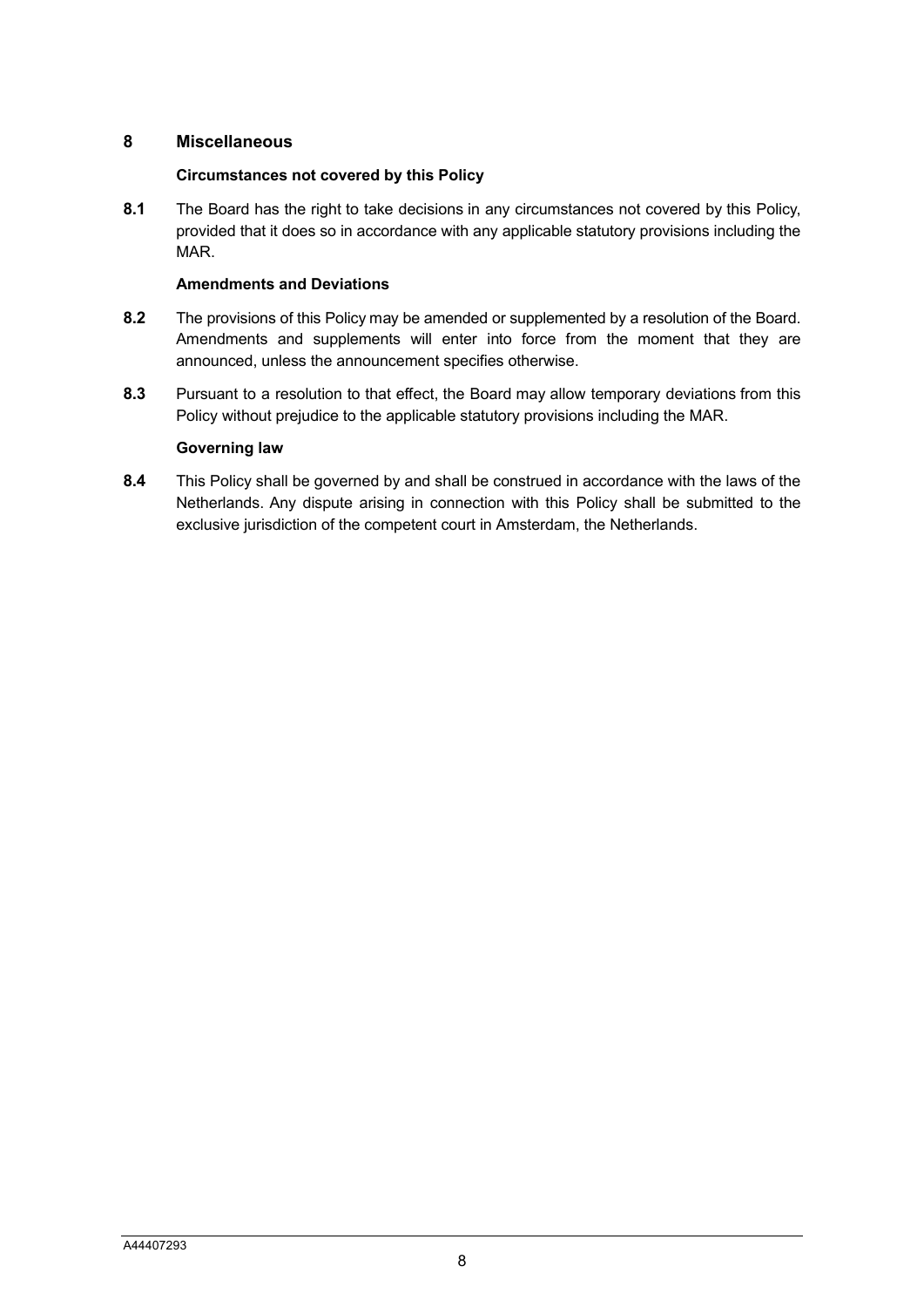## 8 Miscellaneous

### Circumstances not covered by this Policy

**8.1** The Board has the right to take decisions in any circumstances not covered by this Policy, provided that it does so in accordance with any applicable statutory provisions including the MAR.

### Amendments and Deviations

**8.2** The provisions of this Policy may be amended or supplemented by a resolution of the Board. Amendments and supplements will enter into force from the moment that they are announced, unless the announcement specifies otherwise.

**8.3** Pursuant to a resolution to that effect, the Board may allow temporary deviations from this Policy without prejudice to the applicable statutory provisions including the MAR.

### Governing law

**8.4** This Policy shall be governed by and shall be construed in accordance with the laws of the Netherlands. Any dispute arising in connection with this Policy shall be submitted to the exclusive jurisdiction of the competent court in Amsterdam, the Netherlands.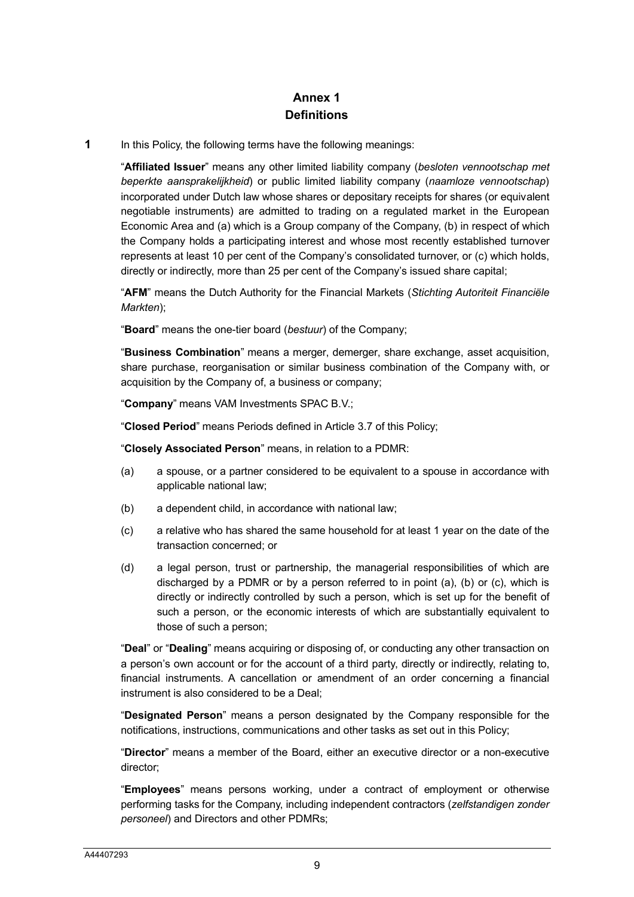# Annex 1
## Definitions

**1** In this Policy, the following terms have the following meanings:

"**Affiliated Issuer**" means any other limited liability company (*besloten vennootschap met beperkte aansprakelijkheid*) or public limited liability company (*naamloze vennootschap*) incorporated under Dutch law whose shares or depositary receipts for shares (or equivalent negotiable instruments) are admitted to trading on a regulated market in the European Economic Area and (a) which is a Group company of the Company, (b) in respect of which the Company holds a participating interest and whose most recently established turnover represents at least 10 per cent of the Company's consolidated turnover, or (c) which holds, directly or indirectly, more than 25 per cent of the Company's issued share capital;

"**AFM**" means the Dutch Authority for the Financial Markets (*Stichting Autoriteit Financiële Markten*);

"**Board**" means the one-tier board (*bestuur*) of the Company;

"**Business Combination**" means a merger, demerger, share exchange, asset acquisition, share purchase, reorganisation or similar business combination of the Company with, or acquisition by the Company of, a business or company;

"**Company**" means VAM Investments SPAC B.V.;

"**Closed Period**" means Periods defined in Article 3.7 of this Policy;

"**Closely Associated Person**" means, in relation to a PDMR:

(a) a spouse, or a partner considered to be equivalent to a spouse in accordance with applicable national law;

(b) a dependent child, in accordance with national law;

(c) a relative who has shared the same household for at least 1 year on the date of the transaction concerned; or

(d) a legal person, trust or partnership, the managerial responsibilities of which are discharged by a PDMR or by a person referred to in point (a), (b) or (c), which is directly or indirectly controlled by such a person, which is set up for the benefit of such a person, or the economic interests of which are substantially equivalent to those of such a person;

"**Deal**" or "**Dealing**" means acquiring or disposing of, or conducting any other transaction on a person's own account or for the account of a third party, directly or indirectly, relating to, financial instruments. A cancellation or amendment of an order concerning a financial instrument is also considered to be a Deal;

"**Designated Person**" means a person designated by the Company responsible for the notifications, instructions, communications and other tasks as set out in this Policy;

"**Director**" means a member of the Board, either an executive director or a non-executive director;

"**Employees**" means persons working, under a contract of employment or otherwise performing tasks for the Company, including independent contractors (*zelfstandigen zonder personeel*) and Directors and other PDMRs;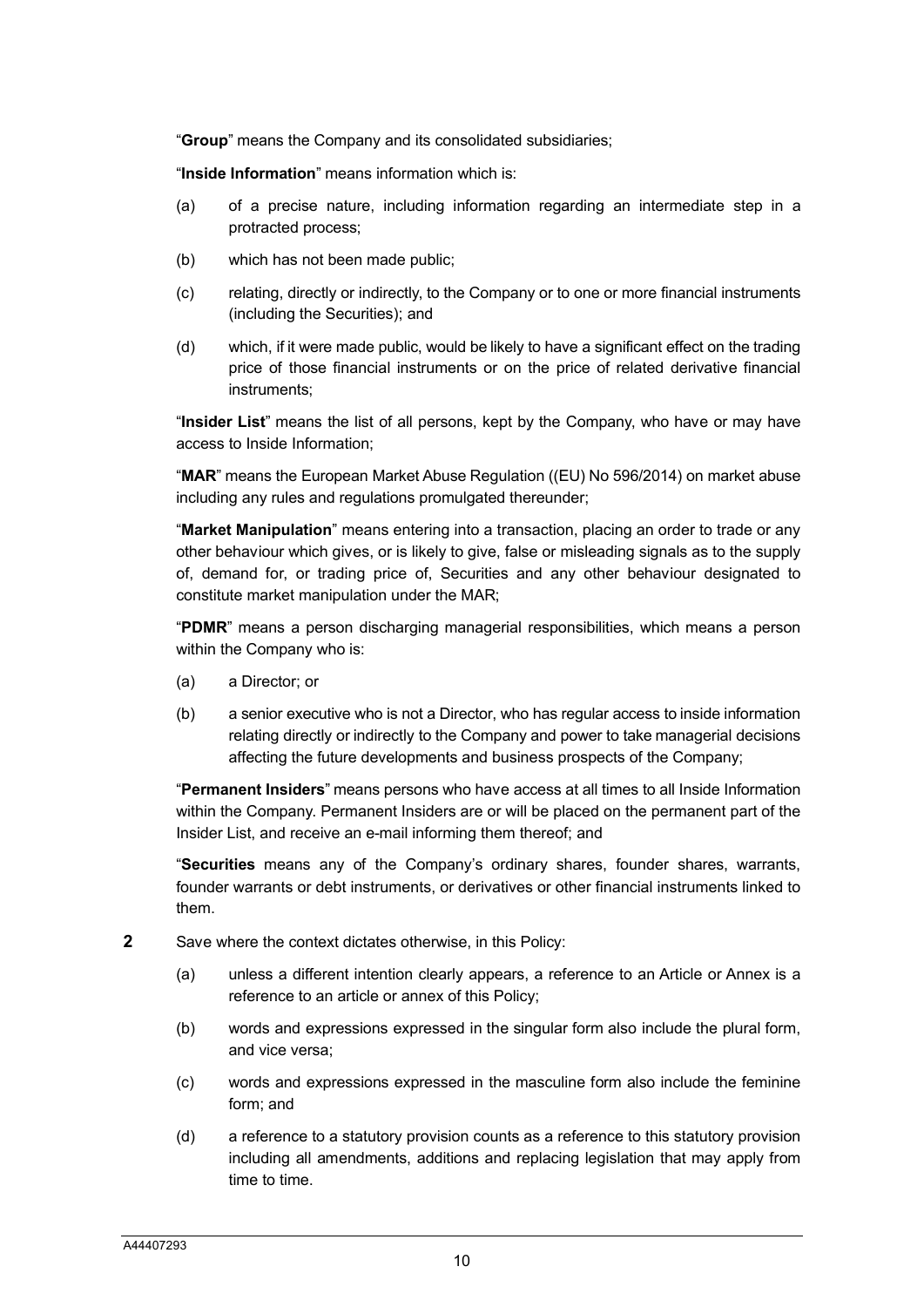"**Group**" means the Company and its consolidated subsidiaries;

"**Inside Information**" means information which is:

(a) of a precise nature, including information regarding an intermediate step in a protracted process;

(b) which has not been made public;

(c) relating, directly or indirectly, to the Company or to one or more financial instruments (including the Securities); and

(d) which, if it were made public, would be likely to have a significant effect on the trading price of those financial instruments or on the price of related derivative financial instruments;

"**Insider List**" means the list of all persons, kept by the Company, who have or may have access to Inside Information;

"**MAR**" means the European Market Abuse Regulation ((EU) No 596/2014) on market abuse including any rules and regulations promulgated thereunder;

"**Market Manipulation**" means entering into a transaction, placing an order to trade or any other behaviour which gives, or is likely to give, false or misleading signals as to the supply of, demand for, or trading price of, Securities and any other behaviour designated to constitute market manipulation under the MAR;

"**PDMR**" means a person discharging managerial responsibilities, which means a person within the Company who is:

(a) a Director; or

(b) a senior executive who is not a Director, who has regular access to inside information relating directly or indirectly to the Company and power to take managerial decisions affecting the future developments and business prospects of the Company;

"**Permanent Insiders**" means persons who have access at all times to all Inside Information within the Company. Permanent Insiders are or will be placed on the permanent part of the Insider List, and receive an e-mail informing them thereof; and

"**Securities** means any of the Company's ordinary shares, founder shares, warrants, founder warrants or debt instruments, or derivatives or other financial instruments linked to them.

**2** Save where the context dictates otherwise, in this Policy:

(a) unless a different intention clearly appears, a reference to an Article or Annex is a reference to an article or annex of this Policy;

(b) words and expressions expressed in the singular form also include the plural form, and vice versa;

(c) words and expressions expressed in the masculine form also include the feminine form; and

(d) a reference to a statutory provision counts as a reference to this statutory provision including all amendments, additions and replacing legislation that may apply from time to time.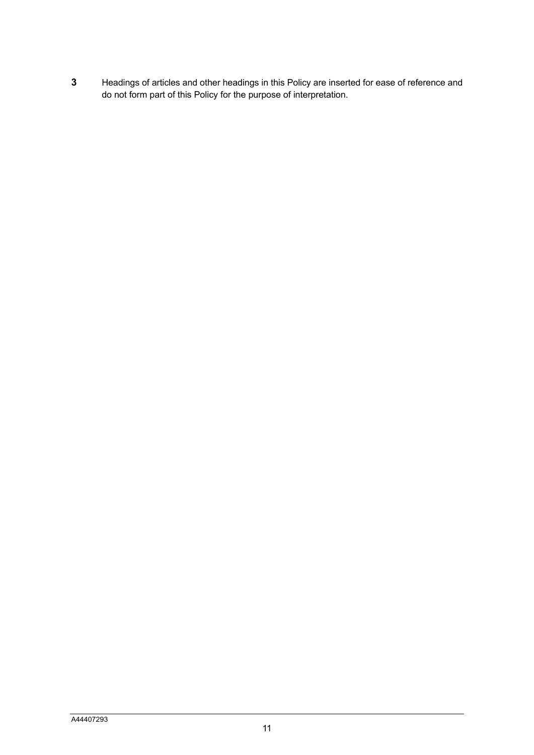**3** Headings of articles and other headings in this Policy are inserted for ease of reference and do not form part of this Policy for the purpose of interpretation.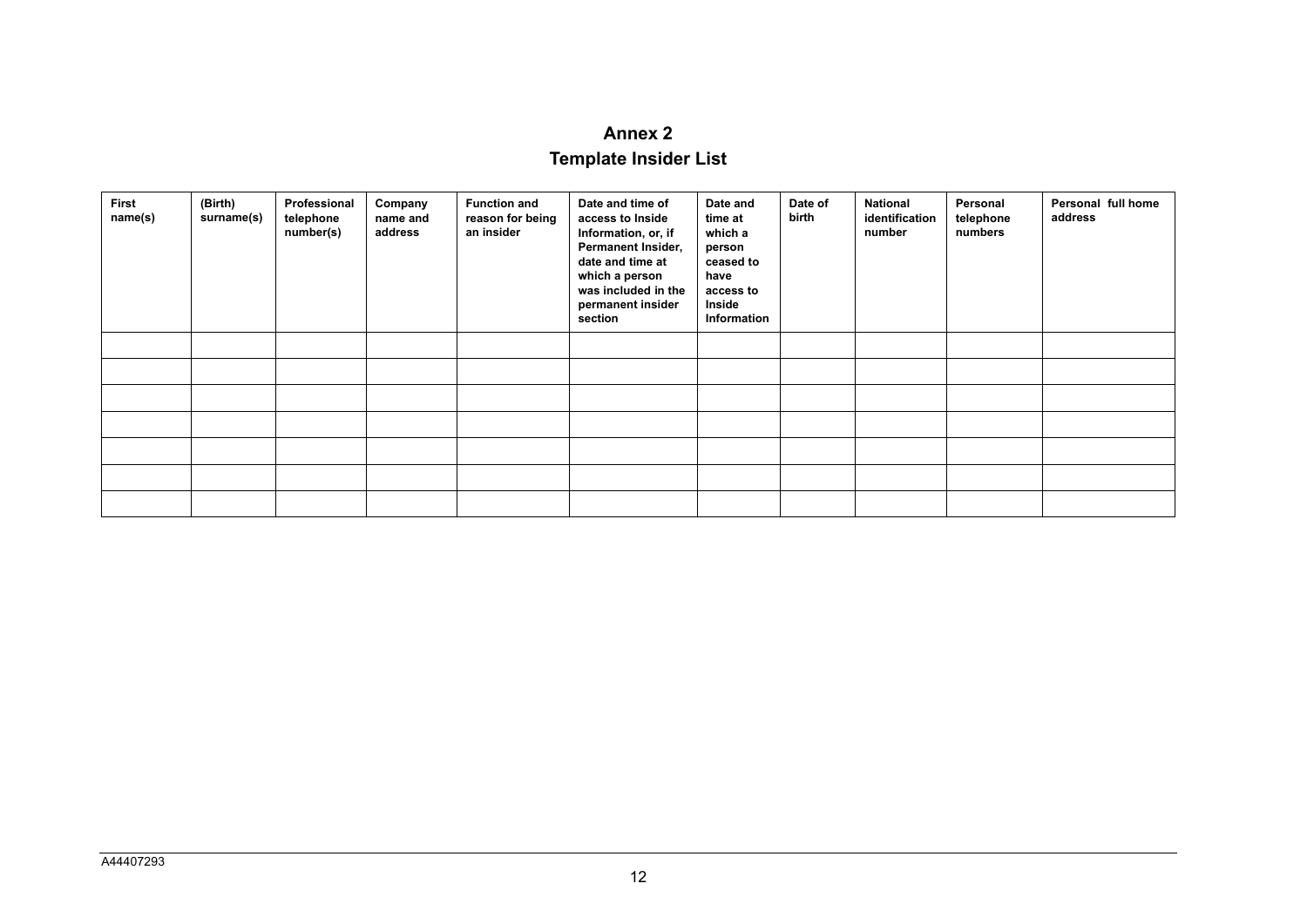# Annex 2

## Template Insider List

| First name(s) | (Birth) surname(s) | Professional telephone number(s) | Company name and address | Function and reason for being an insider | Date and time of access to Inside Information, or, if Permanent Insider, date and time at which a person was included in the permanent insider section | Date and time at which a person ceased to have access to Inside Information | Date of birth | National identification number | Personal telephone numbers | Personal full home address |
|---|---|---|---|---|---|---|---|---|---|---|
| | | | | | | | | | | |
| | | | | | | | | | | |
| | | | | | | | | | | |
| | | | | | | | | | | |
| | | | | | | | | | | |
| | | | | | | | | | | |
| | | | | | | | | | | |

A44407293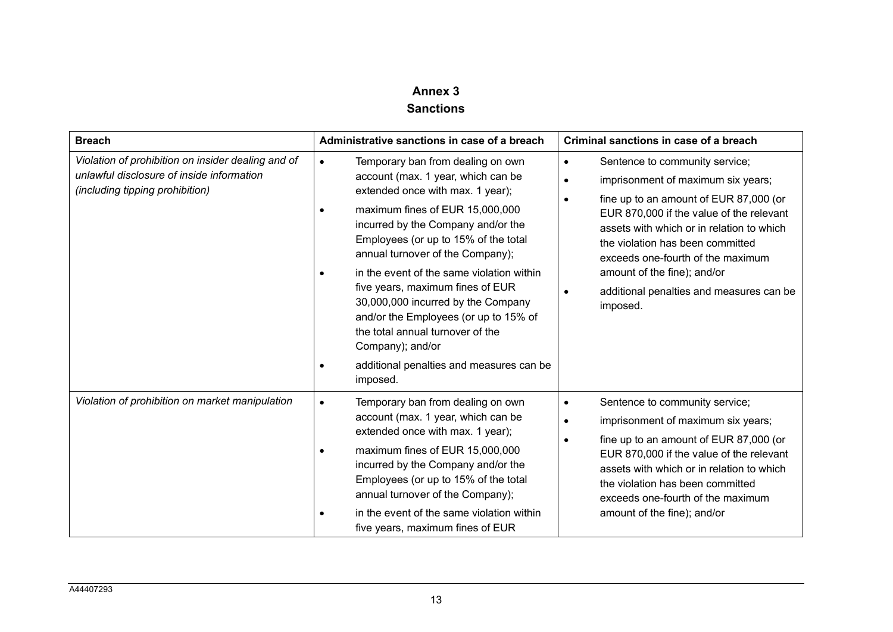# Annex 3
## Sanctions

| Breach | Administrative sanctions in case of a breach | Criminal sanctions in case of a breach |
|---|---|---|
| *Violation of prohibition on insider dealing and of unlawful disclosure of inside information (including tipping prohibition)* | • Temporary ban from dealing on own account (max. 1 year, which can be extended once with max. 1 year);<br>• maximum fines of EUR 15,000,000 incurred by the Company and/or the Employees (or up to 15% of the total annual turnover of the Company);<br>• in the event of the same violation within five years, maximum fines of EUR 30,000,000 incurred by the Company and/or the Employees (or up to 15% of the total annual turnover of the Company); and/or<br>• additional penalties and measures can be imposed. | • Sentence to community service;<br>• imprisonment of maximum six years;<br>• fine up to an amount of EUR 87,000 (or EUR 870,000 if the value of the relevant assets with which or in relation to which the violation has been committed exceeds one-fourth of the maximum amount of the fine); and/or<br>• additional penalties and measures can be imposed. |
| *Violation of prohibition on market manipulation* | • Temporary ban from dealing on own account (max. 1 year, which can be extended once with max. 1 year);<br>• maximum fines of EUR 15,000,000 incurred by the Company and/or the Employees (or up to 15% of the total annual turnover of the Company);<br>• in the event of the same violation within five years, maximum fines of EUR | • Sentence to community service;<br>• imprisonment of maximum six years;<br>• fine up to an amount of EUR 87,000 (or EUR 870,000 if the value of the relevant assets with which or in relation to which the violation has been committed exceeds one-fourth of the maximum amount of the fine); and/or |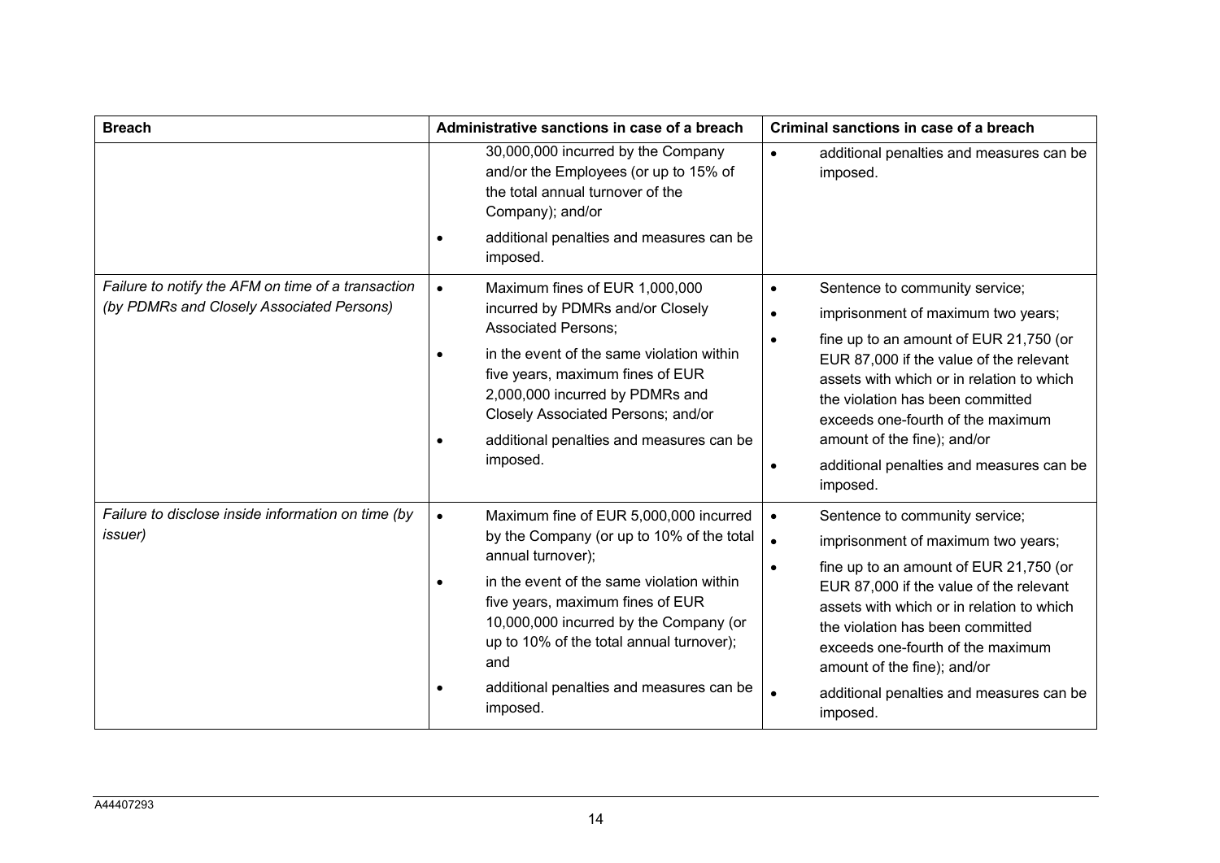| Breach | Administrative sanctions in case of a breach | Criminal sanctions in case of a breach |
| --- | --- | --- |
| | 30,000,000 incurred by the Company and/or the Employees (or up to 15% of the total annual turnover of the Company); and/or<br>• additional penalties and measures can be imposed. | • additional penalties and measures can be imposed. |
| *Failure to notify the AFM on time of a transaction (by PDMRs and Closely Associated Persons)* | • Maximum fines of EUR 1,000,000 incurred by PDMRs and/or Closely Associated Persons;<br>• in the event of the same violation within five years, maximum fines of EUR 2,000,000 incurred by PDMRs and Closely Associated Persons; and/or<br>• additional penalties and measures can be imposed. | • Sentence to community service;<br>• imprisonment of maximum two years;<br>• fine up to an amount of EUR 21,750 (or EUR 87,000 if the value of the relevant assets with which or in relation to which the violation has been committed exceeds one-fourth of the maximum amount of the fine); and/or<br>• additional penalties and measures can be imposed. |
| *Failure to disclose inside information on time (by issuer)* | • Maximum fine of EUR 5,000,000 incurred by the Company (or up to 10% of the total annual turnover);<br>• in the event of the same violation within five years, maximum fines of EUR 10,000,000 incurred by the Company (or up to 10% of the total annual turnover); and<br>• additional penalties and measures can be imposed. | • Sentence to community service;<br>• imprisonment of maximum two years;<br>• fine up to an amount of EUR 21,750 (or EUR 87,000 if the value of the relevant assets with which or in relation to which the violation has been committed exceeds one-fourth of the maximum amount of the fine); and/or<br>• additional penalties and measures can be imposed. |

A44407293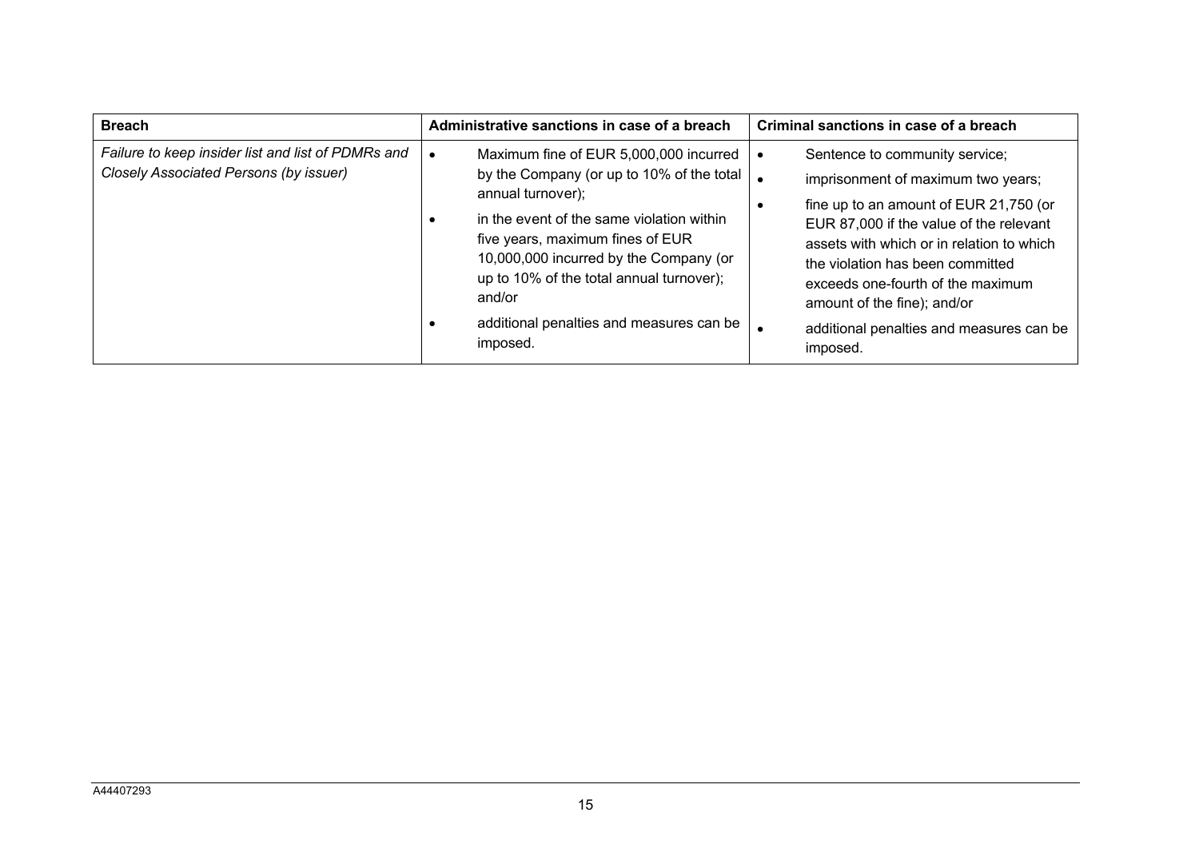| **Breach** | **Administrative sanctions in case of a breach** | **Criminal sanctions in case of a breach** |
|---|---|---|
| *Failure to keep insider list and list of PDMRs and Closely Associated Persons (by issuer)* | • Maximum fine of EUR 5,000,000 incurred by the Company (or up to 10% of the total annual turnover);<br>• in the event of the same violation within five years, maximum fines of EUR 10,000,000 incurred by the Company (or up to 10% of the total annual turnover); and/or<br>• additional penalties and measures can be imposed. | • Sentence to community service;<br>• imprisonment of maximum two years;<br>• fine up to an amount of EUR 21,750 (or EUR 87,000 if the value of the relevant assets with which or in relation to which the violation has been committed exceeds one-fourth of the maximum amount of the fine); and/or<br>• additional penalties and measures can be imposed. |

A44407293